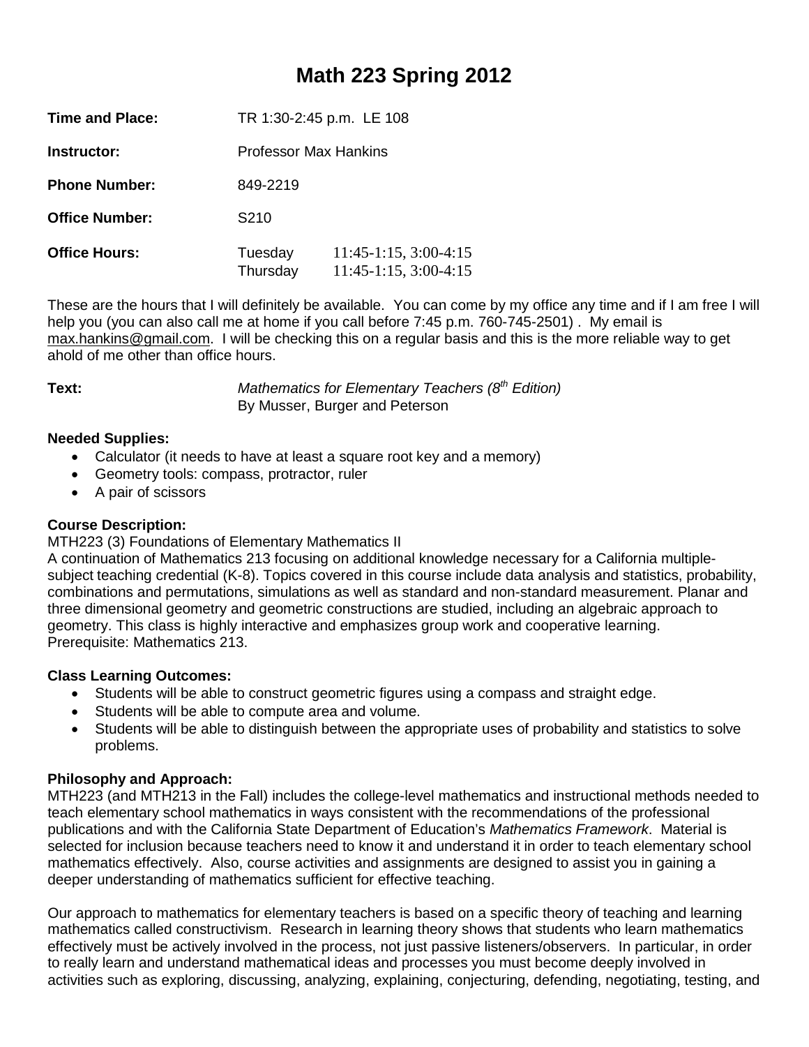# Math 223 Spring 2012

**Time and Place:** TR 1:30-2:45 p.m. LE 108

**Instructor:** Professor Max Hankins

**Phone Number:** 849-2219

**Office Number:** S210

**Office Hours:** Tuesday 11:45-1:15, 3:00-4:15
Thursday 11:45-1:15, 3:00-4:15

These are the hours that I will definitely be available. You can come by my office any time and if I am free I will help you (you can also call me at home if you call before 7:45 p.m. 760-745-2501) . My email is max.hankins@gmail.com. I will be checking this on a regular basis and this is the more reliable way to get ahold of me other than office hours.

**Text:** *Mathematics for Elementary Teachers (8th Edition)*
By Musser, Burger and Peterson

**Needed Supplies:**

- Calculator (it needs to have at least a square root key and a memory)
- Geometry tools: compass, protractor, ruler
- A pair of scissors

**Course Description:**
MTH223 (3) Foundations of Elementary Mathematics II
A continuation of Mathematics 213 focusing on additional knowledge necessary for a California multiple-subject teaching credential (K-8). Topics covered in this course include data analysis and statistics, probability, combinations and permutations, simulations as well as standard and non-standard measurement. Planar and three dimensional geometry and geometric constructions are studied, including an algebraic approach to geometry. This class is highly interactive and emphasizes group work and cooperative learning.
Prerequisite: Mathematics 213.

**Class Learning Outcomes:**

- Students will be able to construct geometric figures using a compass and straight edge.
- Students will be able to compute area and volume.
- Students will be able to distinguish between the appropriate uses of probability and statistics to solve problems.

**Philosophy and Approach:**
MTH223 (and MTH213 in the Fall) includes the college-level mathematics and instructional methods needed to teach elementary school mathematics in ways consistent with the recommendations of the professional publications and with the California State Department of Education's *Mathematics Framework*. Material is selected for inclusion because teachers need to know it and understand it in order to teach elementary school mathematics effectively. Also, course activities and assignments are designed to assist you in gaining a deeper understanding of mathematics sufficient for effective teaching.

Our approach to mathematics for elementary teachers is based on a specific theory of teaching and learning mathematics called constructivism. Research in learning theory shows that students who learn mathematics effectively must be actively involved in the process, not just passive listeners/observers. In particular, in order to really learn and understand mathematical ideas and processes you must become deeply involved in activities such as exploring, discussing, analyzing, explaining, conjecturing, defending, negotiating, testing, and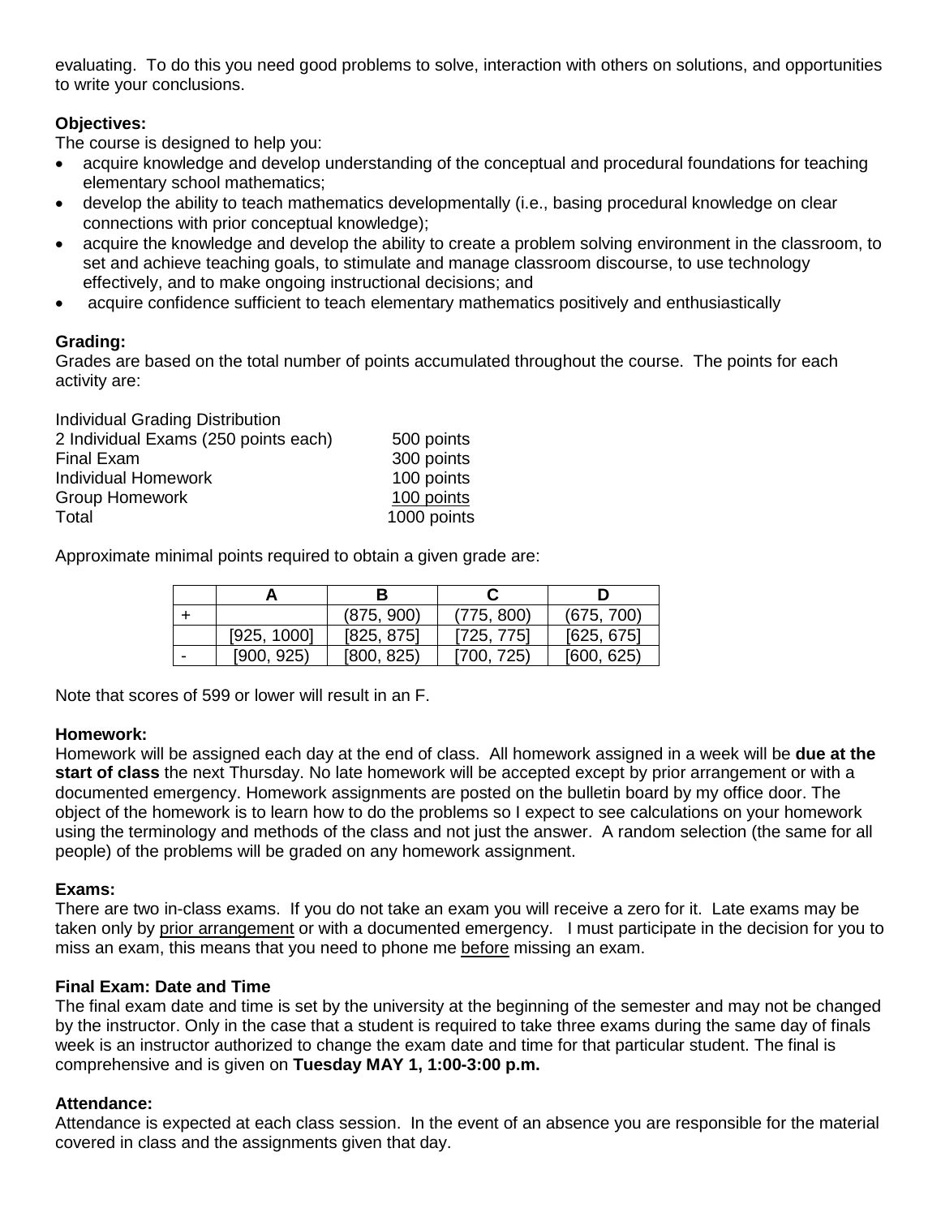evaluating. To do this you need good problems to solve, interaction with others on solutions, and opportunities to write your conclusions.

**Objectives:**

The course is designed to help you:

- acquire knowledge and develop understanding of the conceptual and procedural foundations for teaching elementary school mathematics;
- develop the ability to teach mathematics developmentally (i.e., basing procedural knowledge on clear connections with prior conceptual knowledge);
- acquire the knowledge and develop the ability to create a problem solving environment in the classroom, to set and achieve teaching goals, to stimulate and manage classroom discourse, to use technology effectively, and to make ongoing instructional decisions; and
- acquire confidence sufficient to teach elementary mathematics positively and enthusiastically

**Grading:**

Grades are based on the total number of points accumulated throughout the course. The points for each activity are:

| Individual Grading Distribution | |
|---|---|
| 2 Individual Exams (250 points each) | 500 points |
| Final Exam | 300 points |
| Individual Homework | 100 points |
| Group Homework | 100 points |
| Total | 1000 points |

Approximate minimal points required to obtain a given grade are:

| | A | B | C | D |
|---|---|---|---|---|
| + | | (875, 900) | (775, 800) | (675, 700) |
| | [925, 1000] | [825, 875] | [725, 775] | [625, 675] |
| - | [900, 925) | [800, 825) | [700, 725) | [600, 625) |

Note that scores of 599 or lower will result in an F.

**Homework:**

Homework will be assigned each day at the end of class. All homework assigned in a week will be **due at the start of class** the next Thursday. No late homework will be accepted except by prior arrangement or with a documented emergency. Homework assignments are posted on the bulletin board by my office door. The object of the homework is to learn how to do the problems so I expect to see calculations on your homework using the terminology and methods of the class and not just the answer. A random selection (the same for all people) of the problems will be graded on any homework assignment.

**Exams:**

There are two in-class exams. If you do not take an exam you will receive a zero for it. Late exams may be taken only by <u>prior arrangement</u> or with a documented emergency. I must participate in the decision for you to miss an exam, this means that you need to phone me <u>before</u> missing an exam.

**Final Exam: Date and Time**

The final exam date and time is set by the university at the beginning of the semester and may not be changed by the instructor. Only in the case that a student is required to take three exams during the same day of finals week is an instructor authorized to change the exam date and time for that particular student. The final is comprehensive and is given on **Tuesday MAY 1, 1:00-3:00 p.m.**

**Attendance:**

Attendance is expected at each class session. In the event of an absence you are responsible for the material covered in class and the assignments given that day.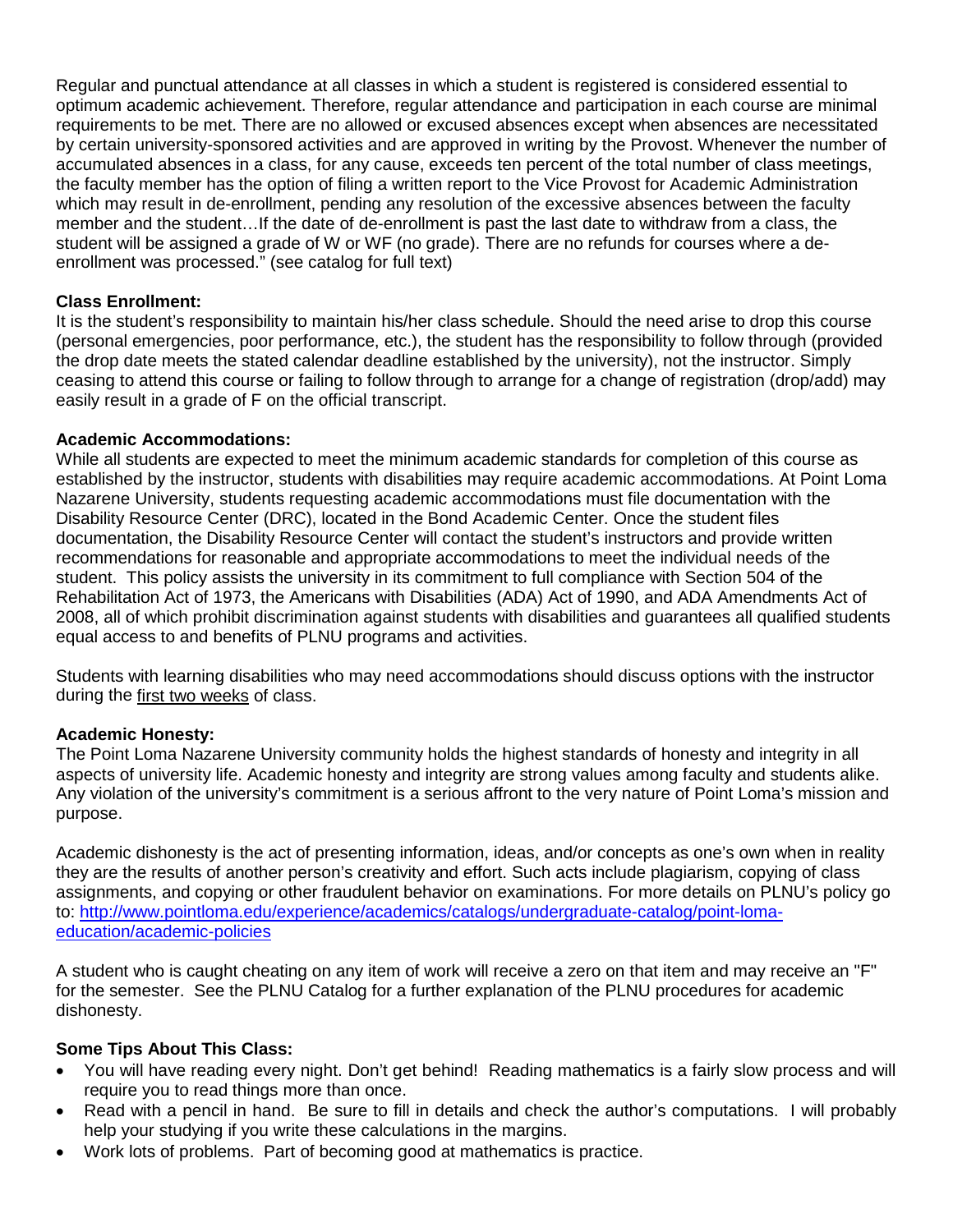Regular and punctual attendance at all classes in which a student is registered is considered essential to optimum academic achievement. Therefore, regular attendance and participation in each course are minimal requirements to be met. There are no allowed or excused absences except when absences are necessitated by certain university-sponsored activities and are approved in writing by the Provost. Whenever the number of accumulated absences in a class, for any cause, exceeds ten percent of the total number of class meetings, the faculty member has the option of filing a written report to the Vice Provost for Academic Administration which may result in de-enrollment, pending any resolution of the excessive absences between the faculty member and the student…If the date of de-enrollment is past the last date to withdraw from a class, the student will be assigned a grade of W or WF (no grade). There are no refunds for courses where a de-enrollment was processed." (see catalog for full text)

**Class Enrollment:**
It is the student's responsibility to maintain his/her class schedule. Should the need arise to drop this course (personal emergencies, poor performance, etc.), the student has the responsibility to follow through (provided the drop date meets the stated calendar deadline established by the university), not the instructor. Simply ceasing to attend this course or failing to follow through to arrange for a change of registration (drop/add) may easily result in a grade of F on the official transcript.

**Academic Accommodations:**
While all students are expected to meet the minimum academic standards for completion of this course as established by the instructor, students with disabilities may require academic accommodations. At Point Loma Nazarene University, students requesting academic accommodations must file documentation with the Disability Resource Center (DRC), located in the Bond Academic Center. Once the student files documentation, the Disability Resource Center will contact the student's instructors and provide written recommendations for reasonable and appropriate accommodations to meet the individual needs of the student. This policy assists the university in its commitment to full compliance with Section 504 of the Rehabilitation Act of 1973, the Americans with Disabilities (ADA) Act of 1990, and ADA Amendments Act of 2008, all of which prohibit discrimination against students with disabilities and guarantees all qualified students equal access to and benefits of PLNU programs and activities.

Students with learning disabilities who may need accommodations should discuss options with the instructor during the first two weeks of class.

**Academic Honesty:**
The Point Loma Nazarene University community holds the highest standards of honesty and integrity in all aspects of university life. Academic honesty and integrity are strong values among faculty and students alike. Any violation of the university's commitment is a serious affront to the very nature of Point Loma's mission and purpose.

Academic dishonesty is the act of presenting information, ideas, and/or concepts as one's own when in reality they are the results of another person's creativity and effort. Such acts include plagiarism, copying of class assignments, and copying or other fraudulent behavior on examinations. For more details on PLNU's policy go to: [http://www.pointloma.edu/experience/academics/catalogs/undergraduate-catalog/point-loma-education/academic-policies](http://www.pointloma.edu/experience/academics/catalogs/undergraduate-catalog/point-loma-education/academic-policies)

A student who is caught cheating on any item of work will receive a zero on that item and may receive an "F" for the semester. See the PLNU Catalog for a further explanation of the PLNU procedures for academic dishonesty.

**Some Tips About This Class:**

- You will have reading every night. Don't get behind! Reading mathematics is a fairly slow process and will require you to read things more than once.
- Read with a pencil in hand. Be sure to fill in details and check the author's computations. I will probably help your studying if you write these calculations in the margins.
- Work lots of problems. Part of becoming good at mathematics is practice.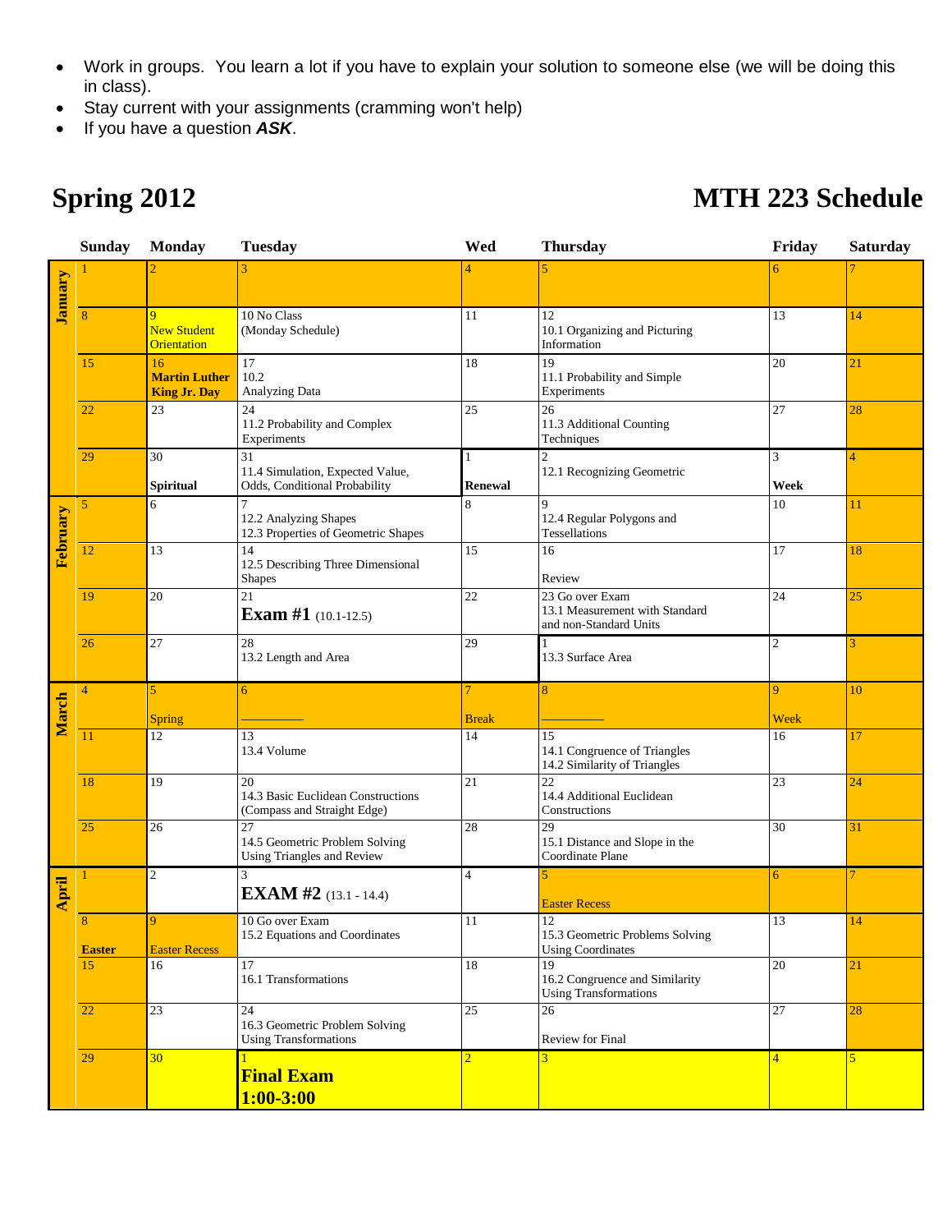- Work in groups. You learn a lot if you have to explain your solution to someone else (we will be doing this in class).
- Stay current with your assignments (cramming won't help)
- If you have a question ***ASK***.

# Spring 2012

# MTH 223 Schedule

| | Sunday | Monday | Tuesday | Wed | Thursday | Friday | Saturday |
|---|---|---|---|---|---|---|---|
| January | 1 | 2 | 3 | 4 | 5 | 6 | 7 |
| | 8 | 9 New Student Orientation | 10 No Class (Monday Schedule) | 11 | 12 10.1 Organizing and Picturing Information | 13 | 14 |
| | 15 | 16 **Martin Luther King Jr. Day** | 17 10.2 Analyzing Data | 18 | 19 11.1 Probability and Simple Experiments | 20 | 21 |
| | 22 | 23 | 24 11.2 Probability and Complex Experiments | 25 | 26 11.3 Additional Counting Techniques | 27 | 28 |
| | 29 | 30 **Spiritual** | 31 11.4 Simulation, Expected Value, Odds, Conditional Probability | 1 **Renewal** | 2 12.1 Recognizing Geometric | 3 **Week** | 4 |
| February | 5 | 6 | 7 12.2 Analyzing Shapes 12.3 Properties of Geometric Shapes | 8 | 9 12.4 Regular Polygons and Tessellations | 10 | 11 |
| | 12 | 13 | 14 12.5 Describing Three Dimensional Shapes | 15 | 16 Review | 17 | 18 |
| | 19 | 20 | 21 **Exam #1** (10.1-12.5) | 22 | 23 Go over Exam 13.1 Measurement with Standard and non-Standard Units | 24 | 25 |
| | 26 | 27 | 28 13.2 Length and Area | 29 | 1 13.3 Surface Area | 2 | 3 |
| March | 4 | 5 Spring | 6 ________ | 7 Break | 8 ________ | 9 Week | 10 |
| | 11 | 12 | 13 13.4 Volume | 14 | 15 14.1 Congruence of Triangles 14.2 Similarity of Triangles | 16 | 17 |
| | 18 | 19 | 20 14.3 Basic Euclidean Constructions (Compass and Straight Edge) | 21 | 22 14.4 Additional Euclidean Constructions | 23 | 24 |
| | 25 | 26 | 27 14.5 Geometric Problem Solving Using Triangles and Review | 28 | 29 15.1 Distance and Slope in the Coordinate Plane | 30 | 31 |
| April | 1 | 2 | 3 **EXAM #2** (13.1 - 14.4) | 4 | 5 Easter Recess | 6 | 7 |
| | 8 **Easter** | 9 Easter Recess | 10 Go over Exam 15.2 Equations and Coordinates | 11 | 12 15.3 Geometric Problems Solving Using Coordinates | 13 | 14 |
| | 15 | 16 | 17 16.1 Transformations | 18 | 19 16.2 Congruence and Similarity Using Transformations | 20 | 21 |
| | 22 | 23 | 24 16.3 Geometric Problem Solving Using Transformations | 25 | 26 Review for Final | 27 | 28 |
| | 29 | 30 | 1 **Final Exam 1:00-3:00** | 2 | 3 | 4 | 5 |